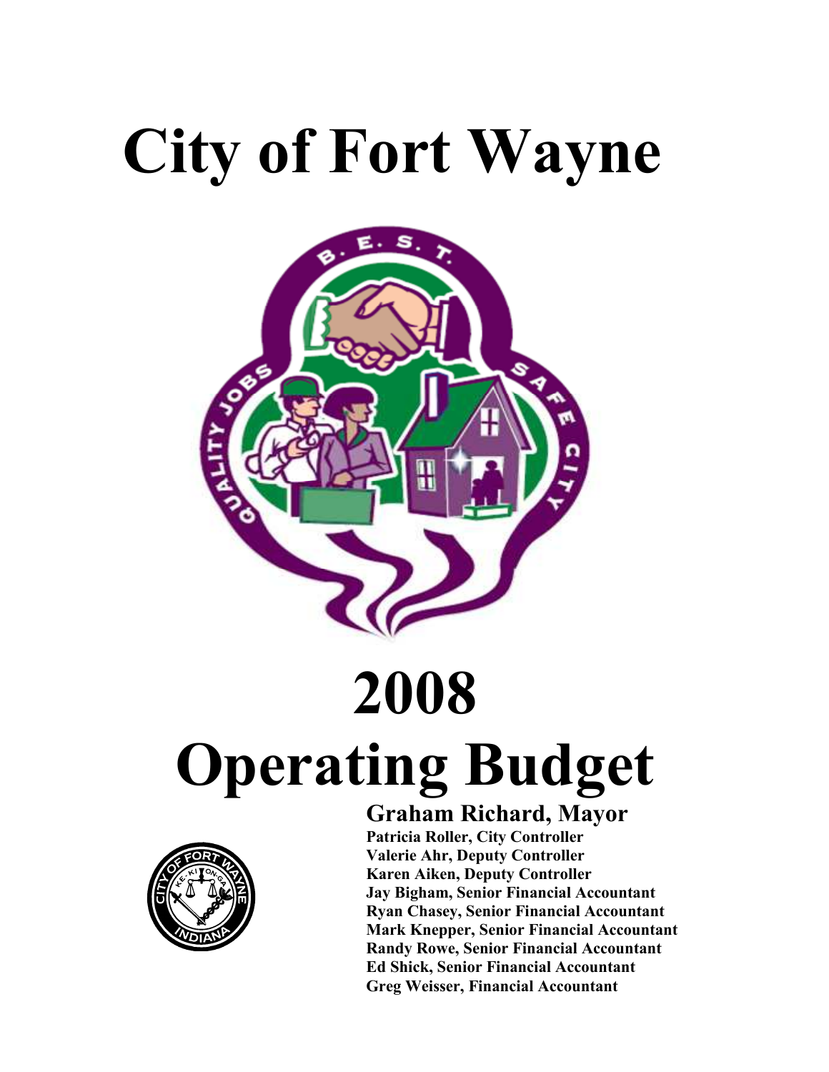# City of Fort Wayne

# 2008 Operating Budget

## Graham Richard, Mayor

**Patricia Roller, City Controller**
**Valerie Ahr, Deputy Controller**
**Karen Aiken, Deputy Controller**
**Jay Bigham, Senior Financial Accountant**
**Ryan Chasey, Senior Financial Accountant**
**Mark Knepper, Senior Financial Accountant**
**Randy Rowe, Senior Financial Accountant**
**Ed Shick, Senior Financial Accountant**
**Greg Weisser, Financial Accountant**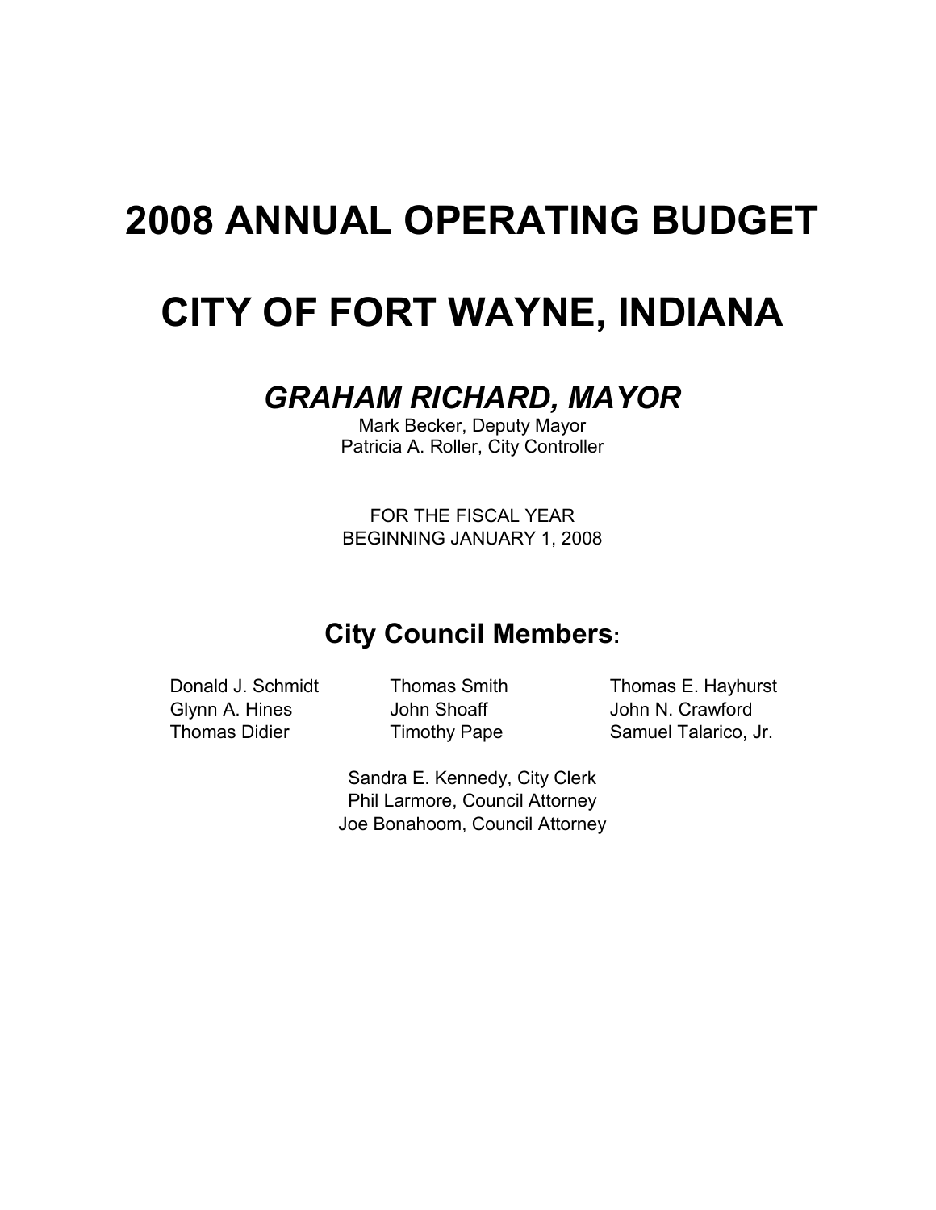# 2008 ANNUAL OPERATING BUDGET

# CITY OF FORT WAYNE, INDIANA

## *GRAHAM RICHARD, MAYOR*

Mark Becker, Deputy Mayor
Patricia A. Roller, City Controller

FOR THE FISCAL YEAR
BEGINNING JANUARY 1, 2008

## City Council Members:

Donald J. Schmidt
Glynn A. Hines
Thomas Didier
Thomas Smith
John Shoaff
Timothy Pape
Thomas E. Hayhurst
John N. Crawford
Samuel Talarico, Jr.

Sandra E. Kennedy, City Clerk
Phil Larmore, Council Attorney
Joe Bonahoom, Council Attorney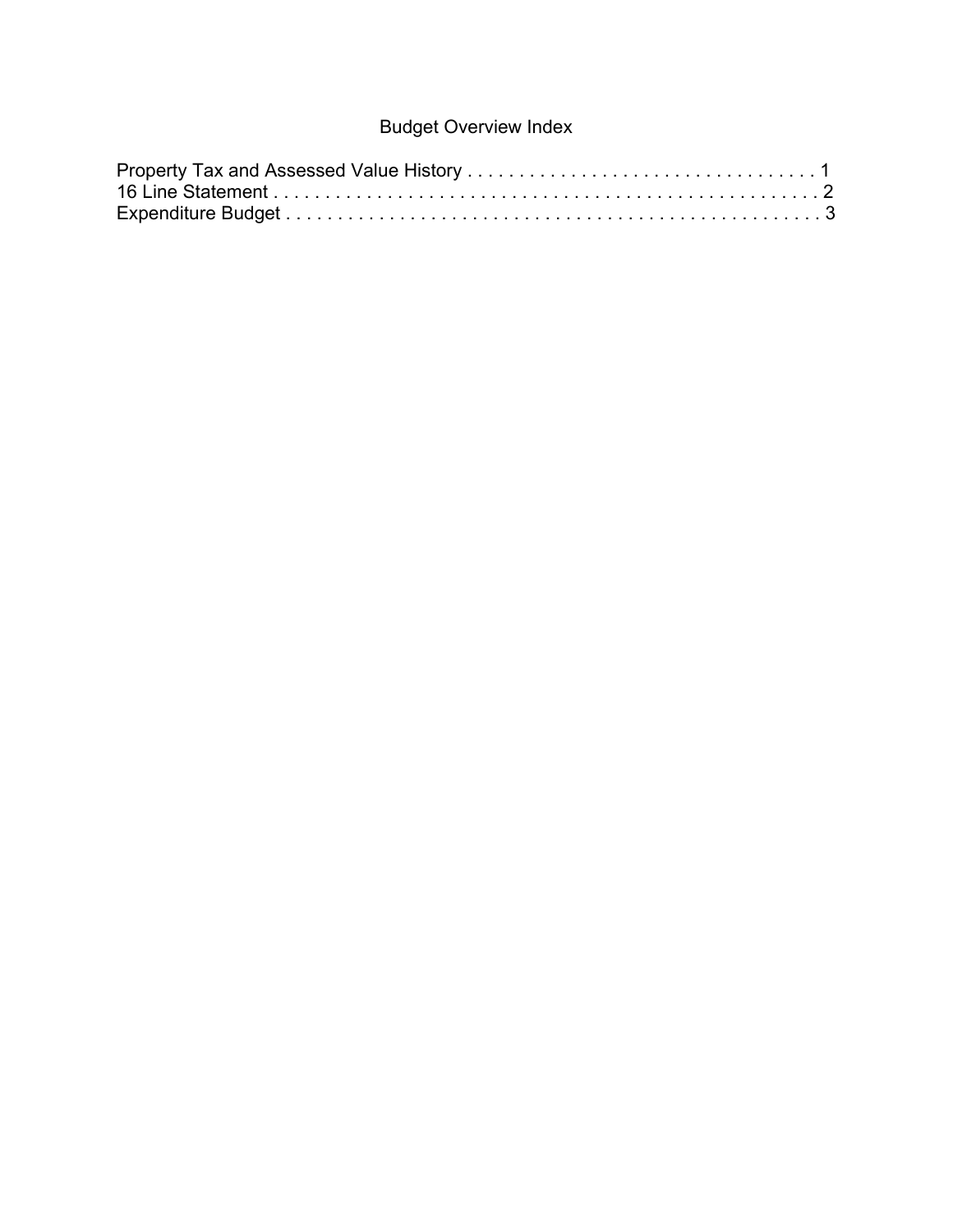# Budget Overview Index

Property Tax and Assessed Value History . . . . . . . . . . . . . . . . . . . . . . . . . . . . . . . . . . 1
16 Line Statement . . . . . . . . . . . . . . . . . . . . . . . . . . . . . . . . . . . . . . . . . . . . . . . . . . . . 2
Expenditure Budget . . . . . . . . . . . . . . . . . . . . . . . . . . . . . . . . . . . . . . . . . . . . . . . . . . 3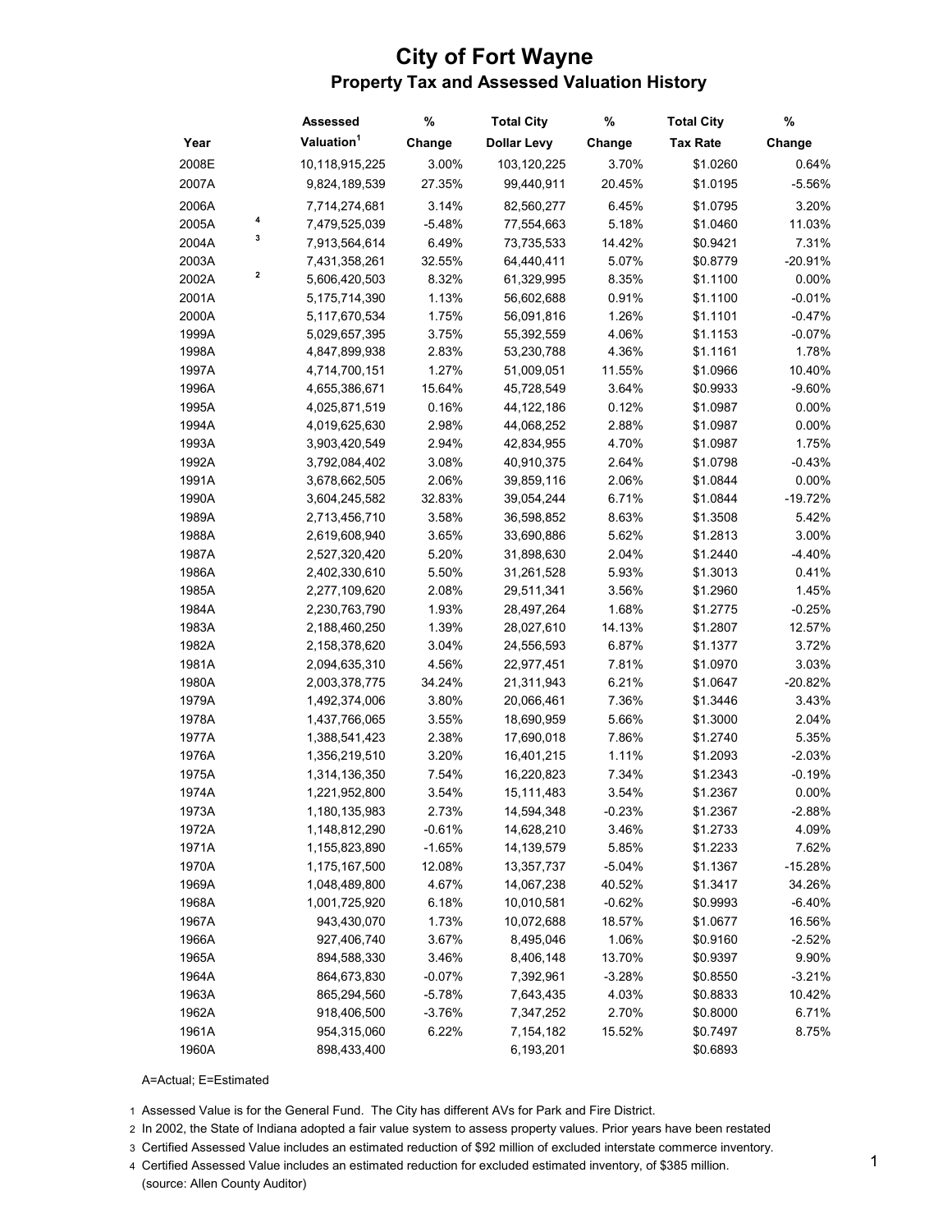# City of Fort Wayne

## Property Tax and Assessed Valuation History

| Year | | Assessed Valuation[1] | % Change | Total City Dollar Levy | % Change | Total City Tax Rate | % Change |
|---|---|---|---|---|---|---|---|
| 2008E | | 10,118,915,225 | 3.00% | 103,120,225 | 3.70% | $1.0260 | 0.64% |
| 2007A | | 9,824,189,539 | 27.35% | 99,440,911 | 20.45% | $1.0195 | -5.56% |
| 2006A | | 7,714,274,681 | 3.14% | 82,560,277 | 6.45% | $1.0795 | 3.20% |
| 2005A | 4 | 7,479,525,039 | -5.48% | 77,554,663 | 5.18% | $1.0460 | 11.03% |
| 2004A | 3 | 7,913,564,614 | 6.49% | 73,735,533 | 14.42% | $0.9421 | 7.31% |
| 2003A | | 7,431,358,261 | 32.55% | 64,440,411 | 5.07% | $0.8779 | -20.91% |
| 2002A | 2 | 5,606,420,503 | 8.32% | 61,329,995 | 8.35% | $1.1100 | 0.00% |
| 2001A | | 5,175,714,390 | 1.13% | 56,602,688 | 0.91% | $1.1100 | -0.01% |
| 2000A | | 5,117,670,534 | 1.75% | 56,091,816 | 1.26% | $1.1101 | -0.47% |
| 1999A | | 5,029,657,395 | 3.75% | 55,392,559 | 4.06% | $1.1153 | -0.07% |
| 1998A | | 4,847,899,938 | 2.83% | 53,230,788 | 4.36% | $1.1161 | 1.78% |
| 1997A | | 4,714,700,151 | 1.27% | 51,009,051 | 11.55% | $1.0966 | 10.40% |
| 1996A | | 4,655,386,671 | 15.64% | 45,728,549 | 3.64% | $0.9933 | -9.60% |
| 1995A | | 4,025,871,519 | 0.16% | 44,122,186 | 0.12% | $1.0987 | 0.00% |
| 1994A | | 4,019,625,630 | 2.98% | 44,068,252 | 2.88% | $1.0987 | 0.00% |
| 1993A | | 3,903,420,549 | 2.94% | 42,834,955 | 4.70% | $1.0987 | 1.75% |
| 1992A | | 3,792,084,402 | 3.08% | 40,910,375 | 2.64% | $1.0798 | -0.43% |
| 1991A | | 3,678,662,505 | 2.06% | 39,859,116 | 2.06% | $1.0844 | 0.00% |
| 1990A | | 3,604,245,582 | 32.83% | 39,054,244 | 6.71% | $1.0844 | -19.72% |
| 1989A | | 2,713,456,710 | 3.58% | 36,598,852 | 8.63% | $1.3508 | 5.42% |
| 1988A | | 2,619,608,940 | 3.65% | 33,690,886 | 5.62% | $1.2813 | 3.00% |
| 1987A | | 2,527,320,420 | 5.20% | 31,898,630 | 2.04% | $1.2440 | -4.40% |
| 1986A | | 2,402,330,610 | 5.50% | 31,261,528 | 5.93% | $1.3013 | 0.41% |
| 1985A | | 2,277,109,620 | 2.08% | 29,511,341 | 3.56% | $1.2960 | 1.45% |
| 1984A | | 2,230,763,790 | 1.93% | 28,497,264 | 1.68% | $1.2775 | -0.25% |
| 1983A | | 2,188,460,250 | 1.39% | 28,027,610 | 14.13% | $1.2807 | 12.57% |
| 1982A | | 2,158,378,620 | 3.04% | 24,556,593 | 6.87% | $1.1377 | 3.72% |
| 1981A | | 2,094,635,310 | 4.56% | 22,977,451 | 7.81% | $1.0970 | 3.03% |
| 1980A | | 2,003,378,775 | 34.24% | 21,311,943 | 6.21% | $1.0647 | -20.82% |
| 1979A | | 1,492,374,006 | 3.80% | 20,066,461 | 7.36% | $1.3446 | 3.43% |
| 1978A | | 1,437,766,065 | 3.55% | 18,690,959 | 5.66% | $1.3000 | 2.04% |
| 1977A | | 1,388,541,423 | 2.38% | 17,690,018 | 7.86% | $1.2740 | 5.35% |
| 1976A | | 1,356,219,510 | 3.20% | 16,401,215 | 1.11% | $1.2093 | -2.03% |
| 1975A | | 1,314,136,350 | 7.54% | 16,220,823 | 7.34% | $1.2343 | -0.19% |
| 1974A | | 1,221,952,800 | 3.54% | 15,111,483 | 3.54% | $1.2367 | 0.00% |
| 1973A | | 1,180,135,983 | 2.73% | 14,594,348 | -0.23% | $1.2367 | -2.88% |
| 1972A | | 1,148,812,290 | -0.61% | 14,628,210 | 3.46% | $1.2733 | 4.09% |
| 1971A | | 1,155,823,890 | -1.65% | 14,139,579 | 5.85% | $1.2233 | 7.62% |
| 1970A | | 1,175,167,500 | 12.08% | 13,357,737 | -5.04% | $1.1367 | -15.28% |
| 1969A | | 1,048,489,800 | 4.67% | 14,067,238 | 40.52% | $1.3417 | 34.26% |
| 1968A | | 1,001,725,920 | 6.18% | 10,010,581 | -0.62% | $0.9993 | -6.40% |
| 1967A | | 943,430,070 | 1.73% | 10,072,688 | 18.57% | $1.0677 | 16.56% |
| 1966A | | 927,406,740 | 3.67% | 8,495,046 | 1.06% | $0.9160 | -2.52% |
| 1965A | | 894,588,330 | 3.46% | 8,406,148 | 13.70% | $0.9397 | 9.90% |
| 1964A | | 864,673,830 | -0.07% | 7,392,961 | -3.28% | $0.8550 | -3.21% |
| 1963A | | 865,294,560 | -5.78% | 7,643,435 | 4.03% | $0.8833 | 10.42% |
| 1962A | | 918,406,500 | -3.76% | 7,347,252 | 2.70% | $0.8000 | 6.71% |
| 1961A | | 954,315,060 | 6.22% | 7,154,182 | 15.52% | $0.7497 | 8.75% |
| 1960A | | 898,433,400 | | 6,193,201 | | $0.6893 | |

A=Actual; E=Estimated

1 Assessed Value is for the General Fund. The City has different AVs for Park and Fire District.

2 In 2002, the State of Indiana adopted a fair value system to assess property values. Prior years have been restated

3 Certified Assessed Value includes an estimated reduction of $92 million of excluded interstate commerce inventory.

4 Certified Assessed Value includes an estimated reduction for excluded estimated inventory, of $385 million.

(source: Allen County Auditor)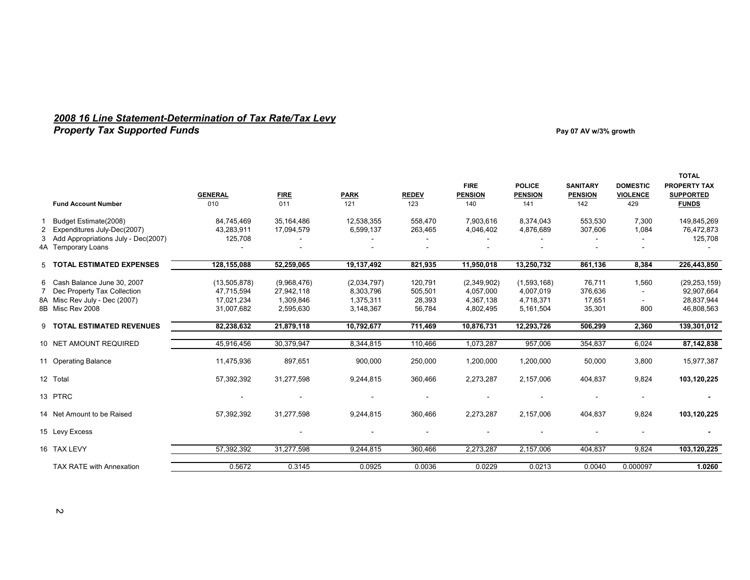## *2008 16 Line Statement-Determination of Tax Rate/Tax Levy*

### *Property Tax Supported Funds*

**Pay 07 AV w/3% growth**

| | **Fund Account Number** | **GENERAL** 010 | **FIRE** 011 | **PARK** 121 | **REDEV** 123 | **FIRE PENSION** 140 | **POLICE PENSION** 141 | **SANITARY PENSION** 142 | **DOMESTIC VIOLENCE** 429 | **TOTAL PROPERTY TAX SUPPORTED FUNDS** |
|---|---|---|---|---|---|---|---|---|---|---|
| 1 | Budget Estimate(2008) | 84,745,469 | 35,164,486 | 12,538,355 | 558,470 | 7,903,616 | 8,374,043 | 553,530 | 7,300 | 149,845,269 |
| 2 | Expenditures July-Dec(2007) | 43,283,911 | 17,094,579 | 6,599,137 | 263,465 | 4,046,402 | 4,876,689 | 307,606 | 1,084 | 76,472,873 |
| 3 | Add Appropriations July - Dec(2007) | 125,708 | - | - | - | - | - | - | - | 125,708 |
| 4A | Temporary Loans | - | - | - | - | - | - | - | - | - |
| 5 | **TOTAL ESTIMATED EXPENSES** | **128,155,088** | **52,259,065** | **19,137,492** | **821,935** | **11,950,018** | **13,250,732** | **861,136** | **8,384** | **226,443,850** |
| 6 | Cash Balance June 30, 2007 | (13,505,878) | (9,968,476) | (2,034,797) | 120,791 | (2,349,902) | (1,593,168) | 76,711 | 1,560 | (29,253,159) |
| 7 | Dec Property Tax Collection | 47,715,594 | 27,942,118 | 8,303,796 | 505,501 | 4,057,000 | 4,007,019 | 376,636 | - | 92,907,664 |
| 8A | Misc Rev July - Dec (2007) | 17,021,234 | 1,309,846 | 1,375,311 | 28,393 | 4,367,138 | 4,718,371 | 17,651 | - | 28,837,944 |
| 8B | Misc Rev 2008 | 31,007,682 | 2,595,630 | 3,148,367 | 56,784 | 4,802,495 | 5,161,504 | 35,301 | 800 | 46,808,563 |
| 9 | **TOTAL ESTIMATED REVENUES** | **82,238,632** | **21,879,118** | **10,792,677** | **711,469** | **10,876,731** | **12,293,726** | **506,299** | **2,360** | **139,301,012** |
| 10 | NET AMOUNT REQUIRED | 45,916,456 | 30,379,947 | 8,344,815 | 110,466 | 1,073,287 | 957,006 | 354,837 | 6,024 | **87,142,838** |
| 11 | Operating Balance | 11,475,936 | 897,651 | 900,000 | 250,000 | 1,200,000 | 1,200,000 | 50,000 | 3,800 | 15,977,387 |
| 12 | Total | 57,392,392 | 31,277,598 | 9,244,815 | 360,466 | 2,273,287 | 2,157,006 | 404,837 | 9,824 | **103,120,225** |
| 13 | PTRC | - | - | - | - | - | - | - | - | **-** |
| 14 | Net Amount to be Raised | 57,392,392 | 31,277,598 | 9,244,815 | 360,466 | 2,273,287 | 2,157,006 | 404,837 | 9,824 | **103,120,225** |
| 15 | Levy Excess | | - | - | - | - | - | - | - | **-** |
| 16 | TAX LEVY | 57,392,392 | 31,277,598 | 9,244,815 | 360,466 | 2,273,287 | 2,157,006 | 404,837 | 9,824 | **103,120,225** |
| | TAX RATE with Annexation | 0.5672 | 0.3145 | 0.0925 | 0.0036 | 0.0229 | 0.0213 | 0.0040 | 0.000097 | **1.0260** |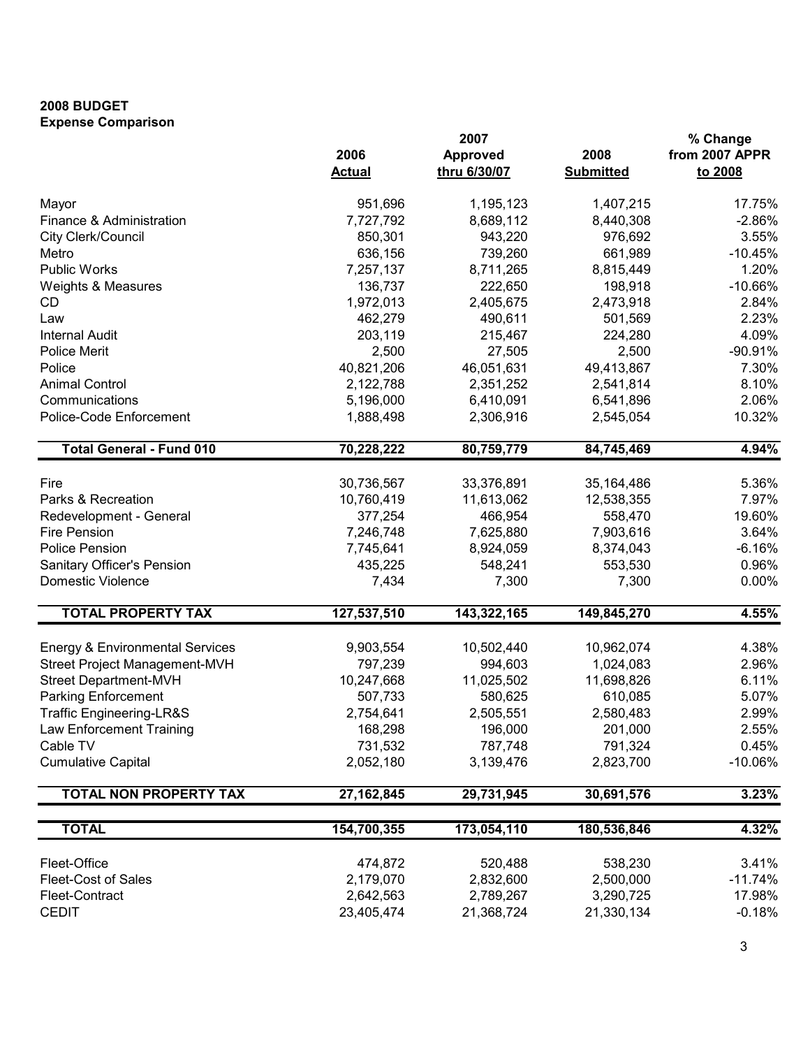**2008 BUDGET**
**Expense Comparison**

| | 2006 Actual | 2007 Approved thru 6/30/07 | 2008 Submitted | % Change from 2007 APPR to 2008 |
|---|---|---|---|---|
| Mayor | 951,696 | 1,195,123 | 1,407,215 | 17.75% |
| Finance & Administration | 7,727,792 | 8,689,112 | 8,440,308 | -2.86% |
| City Clerk/Council | 850,301 | 943,220 | 976,692 | 3.55% |
| Metro | 636,156 | 739,260 | 661,989 | -10.45% |
| Public Works | 7,257,137 | 8,711,265 | 8,815,449 | 1.20% |
| Weights & Measures | 136,737 | 222,650 | 198,918 | -10.66% |
| CD | 1,972,013 | 2,405,675 | 2,473,918 | 2.84% |
| Law | 462,279 | 490,611 | 501,569 | 2.23% |
| Internal Audit | 203,119 | 215,467 | 224,280 | 4.09% |
| Police Merit | 2,500 | 27,505 | 2,500 | -90.91% |
| Police | 40,821,206 | 46,051,631 | 49,413,867 | 7.30% |
| Animal Control | 2,122,788 | 2,351,252 | 2,541,814 | 8.10% |
| Communications | 5,196,000 | 6,410,091 | 6,541,896 | 2.06% |
| Police-Code Enforcement | 1,888,498 | 2,306,916 | 2,545,054 | 10.32% |
| **Total General - Fund 010** | **70,228,222** | **80,759,779** | **84,745,469** | **4.94%** |
| Fire | 30,736,567 | 33,376,891 | 35,164,486 | 5.36% |
| Parks & Recreation | 10,760,419 | 11,613,062 | 12,538,355 | 7.97% |
| Redevelopment - General | 377,254 | 466,954 | 558,470 | 19.60% |
| Fire Pension | 7,246,748 | 7,625,880 | 7,903,616 | 3.64% |
| Police Pension | 7,745,641 | 8,924,059 | 8,374,043 | -6.16% |
| Sanitary Officer's Pension | 435,225 | 548,241 | 553,530 | 0.96% |
| Domestic Violence | 7,434 | 7,300 | 7,300 | 0.00% |
| **TOTAL PROPERTY TAX** | **127,537,510** | **143,322,165** | **149,845,270** | **4.55%** |
| Energy & Environmental Services | 9,903,554 | 10,502,440 | 10,962,074 | 4.38% |
| Street Project Management-MVH | 797,239 | 994,603 | 1,024,083 | 2.96% |
| Street Department-MVH | 10,247,668 | 11,025,502 | 11,698,826 | 6.11% |
| Parking Enforcement | 507,733 | 580,625 | 610,085 | 5.07% |
| Traffic Engineering-LR&S | 2,754,641 | 2,505,551 | 2,580,483 | 2.99% |
| Law Enforcement Training | 168,298 | 196,000 | 201,000 | 2.55% |
| Cable TV | 731,532 | 787,748 | 791,324 | 0.45% |
| Cumulative Capital | 2,052,180 | 3,139,476 | 2,823,700 | -10.06% |
| **TOTAL NON PROPERTY TAX** | **27,162,845** | **29,731,945** | **30,691,576** | **3.23%** |
| **TOTAL** | **154,700,355** | **173,054,110** | **180,536,846** | **4.32%** |
| Fleet-Office | 474,872 | 520,488 | 538,230 | 3.41% |
| Fleet-Cost of Sales | 2,179,070 | 2,832,600 | 2,500,000 | -11.74% |
| Fleet-Contract | 2,642,563 | 2,789,267 | 3,290,725 | 17.98% |
| CEDIT | 23,405,474 | 21,368,724 | 21,330,134 | -0.18% |